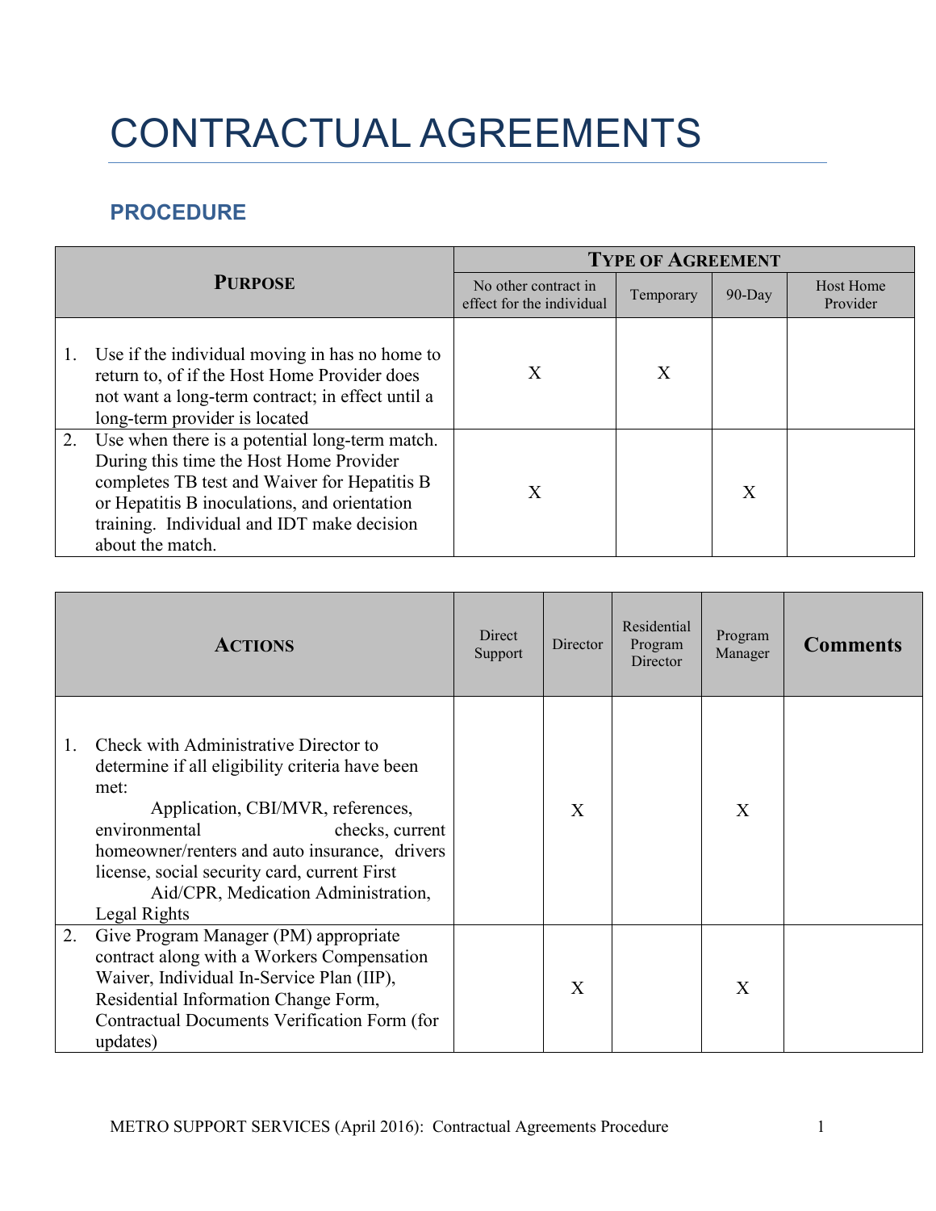# CONTRACTUAL AGREEMENTS

## PROCEDURE

| PURPOSE | TYPE OF AGREEMENT | | | |
|---|---|---|---|---|
| | No other contract in effect for the individual | Temporary | 90-Day | Host Home Provider |
| 1. Use if the individual moving in has no home to return to, of if the Host Home Provider does not want a long-term contract; in effect until a long-term provider is located | X | X | | |
| 2. Use when there is a potential long-term match. During this time the Host Home Provider completes TB test and Waiver for Hepatitis B or Hepatitis B inoculations, and orientation training. Individual and IDT make decision about the match. | X | | X | |

| ACTIONS | Direct Support | Director | Residential Program Director | Program Manager | Comments |
|---|---|---|---|---|---|
| 1. Check with Administrative Director to determine if all eligibility criteria have been met: Application, CBI/MVR, references, environmental checks, current homeowner/renters and auto insurance, drivers license, social security card, current First Aid/CPR, Medication Administration, Legal Rights | | X | | X | |
| 2. Give Program Manager (PM) appropriate contract along with a Workers Compensation Waiver, Individual In-Service Plan (IIP), Residential Information Change Form, Contractual Documents Verification Form (for updates) | | X | | X | |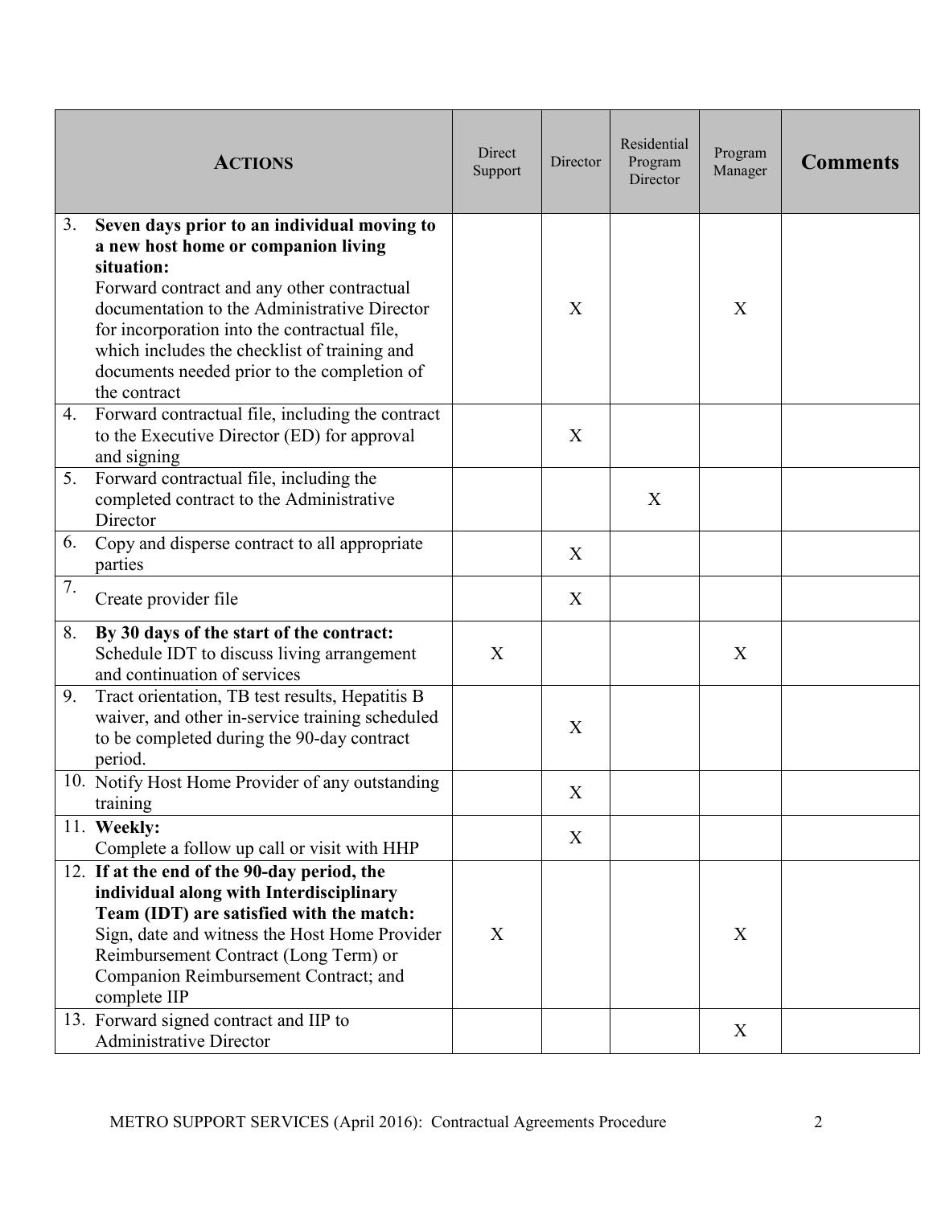| **ACTIONS** | Direct Support | Director | Residential Program Director | Program Manager | **Comments** |
|---|---|---|---|---|---|
| 3. **Seven days prior to an individual moving to a new host home or companion living situation:** Forward contract and any other contractual documentation to the Administrative Director for incorporation into the contractual file, which includes the checklist of training and documents needed prior to the completion of the contract | | X | | X | |
| 4. Forward contractual file, including the contract to the Executive Director (ED) for approval and signing | | X | | | |
| 5. Forward contractual file, including the completed contract to the Administrative Director | | | X | | |
| 6. Copy and disperse contract to all appropriate parties | | X | | | |
| 7. Create provider file | | X | | | |
| 8. **By 30 days of the start of the contract:** Schedule IDT to discuss living arrangement and continuation of services | X | | | X | |
| 9. Tract orientation, TB test results, Hepatitis B waiver, and other in-service training scheduled to be completed during the 90-day contract period. | | X | | | |
| 10. Notify Host Home Provider of any outstanding training | | X | | | |
| 11. **Weekly:** Complete a follow up call or visit with HHP | | X | | | |
| 12. **If at the end of the 90-day period, the individual along with Interdisciplinary Team (IDT) are satisfied with the match:** Sign, date and witness the Host Home Provider Reimbursement Contract (Long Term) or Companion Reimbursement Contract; and complete IIP | X | | | X | |
| 13. Forward signed contract and IIP to Administrative Director | | | | X | |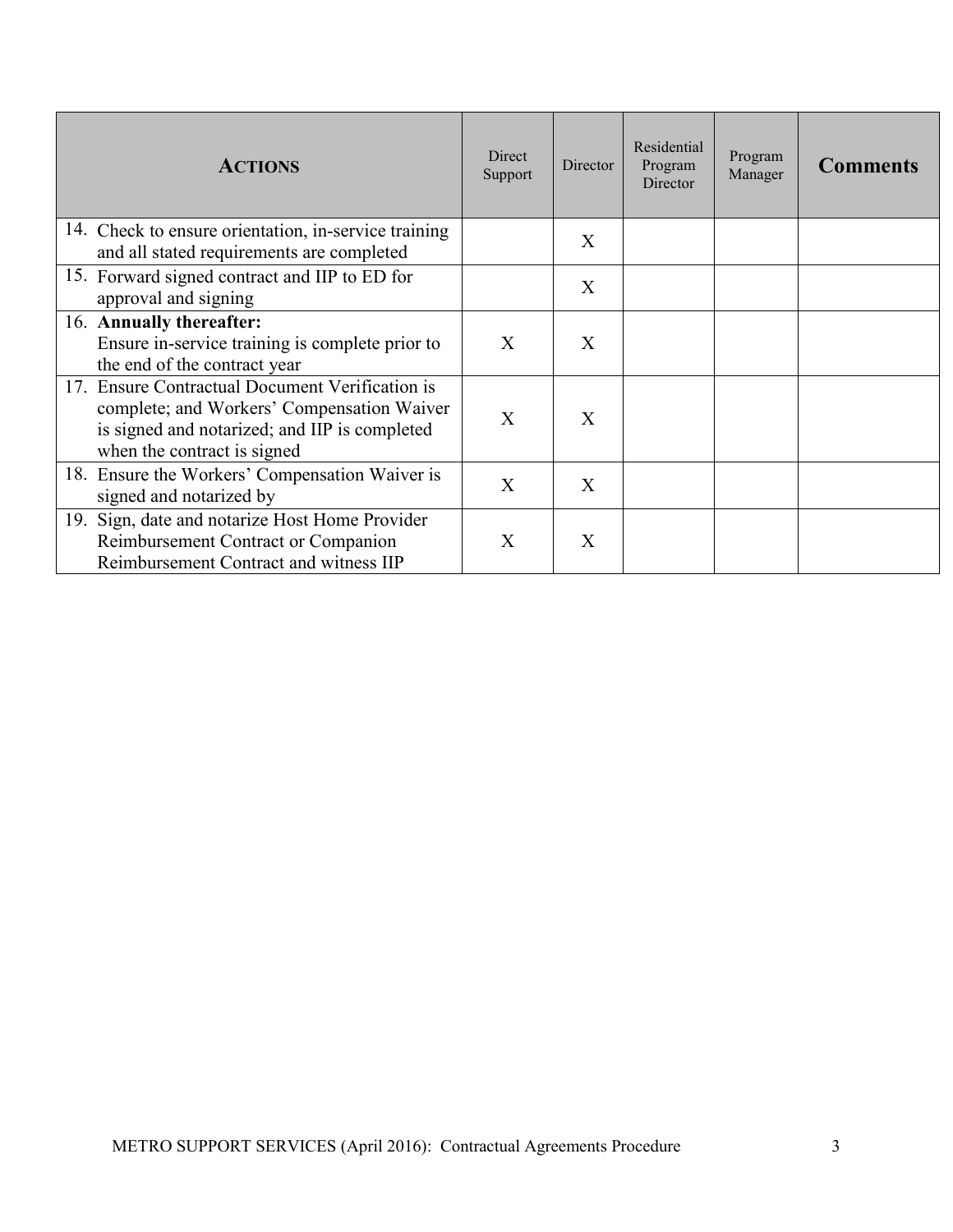| **ACTIONS** | Direct Support | Director | Residential Program Director | Program Manager | **Comments** |
|---|---|---|---|---|---|
| 14. Check to ensure orientation, in-service training and all stated requirements are completed | | X | | | |
| 15. Forward signed contract and IIP to ED for approval and signing | | X | | | |
| 16. **Annually thereafter:** Ensure in-service training is complete prior to the end of the contract year | X | X | | | |
| 17. Ensure Contractual Document Verification is complete; and Workers' Compensation Waiver is signed and notarized; and IIP is completed when the contract is signed | X | X | | | |
| 18. Ensure the Workers' Compensation Waiver is signed and notarized by | X | X | | | |
| 19. Sign, date and notarize Host Home Provider Reimbursement Contract or Companion Reimbursement Contract and witness IIP | X | X | | | |